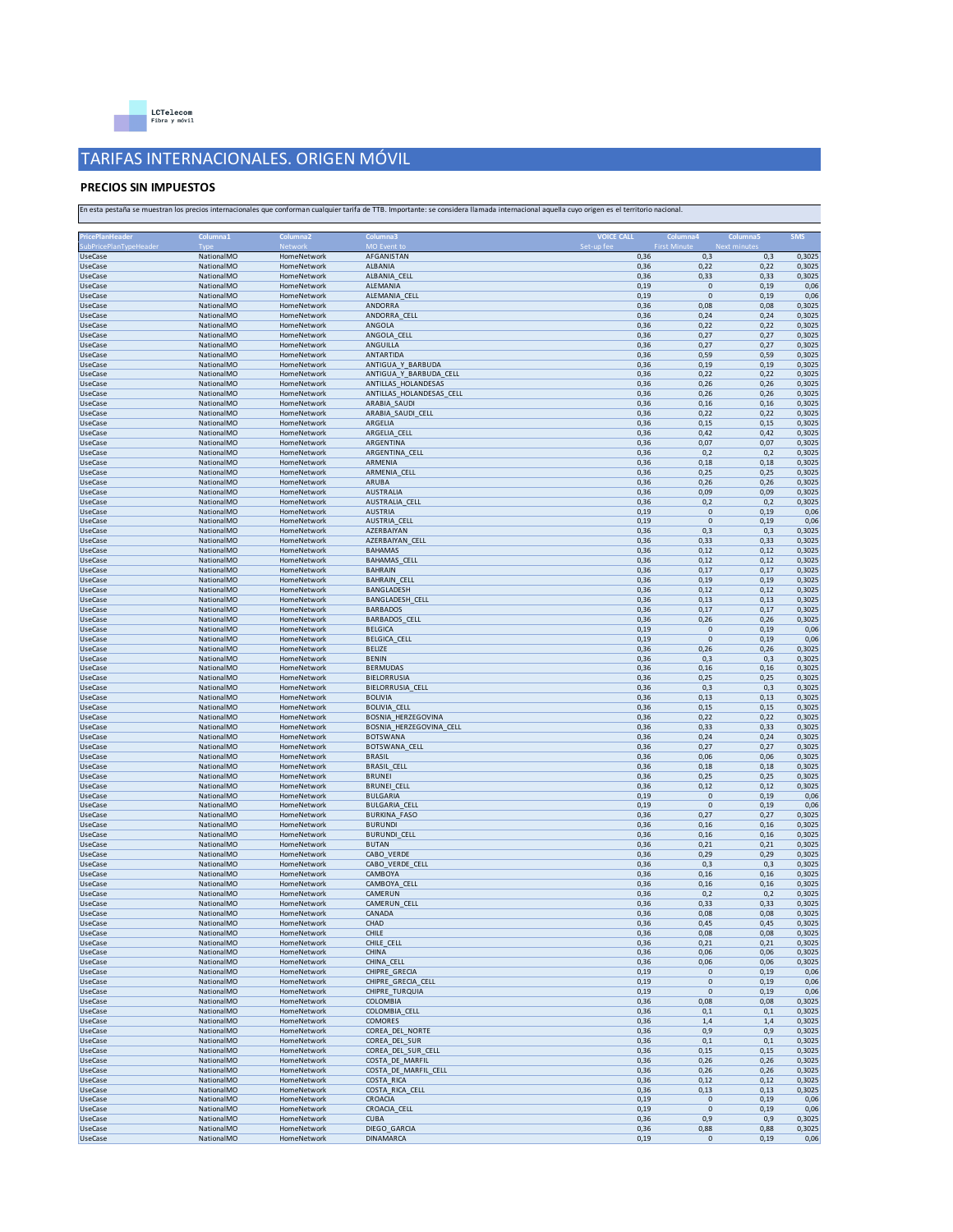LCTelecom
Fibra y móvil

# TARIFAS INTERNACIONALES. ORIGEN MÓVIL

**PRECIOS SIN IMPUESTOS**

En esta pestaña se muestran los precios internacionales que conforman cualquier tarifa de TTB. Importante: se considera llamada internacional aquella cuyo origen es el territorio nacional.

| PricePlanHeader | Columna1 | Columna2 | Columna3 | VOICE CALL | Columna4 | Columna5 | SMS |
|---|---|---|---|---|---|---|---|
| SubPricePlanTypeHeader | Type | Network | MO Event to | Set-up fee | First Minute | Next minutes | |
| UseCase | NationalMO | HomeNetwork | AFGANISTAN | 0,36 | 0,3 | 0,3 | 0,3025 |
| UseCase | NationalMO | HomeNetwork | ALBANIA | 0,36 | 0,22 | 0,22 | 0,3025 |
| UseCase | NationalMO | HomeNetwork | ALBANIA_CELL | 0,36 | 0,33 | 0,33 | 0,3025 |
| UseCase | NationalMO | HomeNetwork | ALEMANIA | 0,19 | 0 | 0,19 | 0,06 |
| UseCase | NationalMO | HomeNetwork | ALEMANIA_CELL | 0,19 | 0 | 0,19 | 0,06 |
| UseCase | NationalMO | HomeNetwork | ANDORRA | 0,36 | 0,08 | 0,08 | 0,3025 |
| UseCase | NationalMO | HomeNetwork | ANDORRA_CELL | 0,36 | 0,24 | 0,24 | 0,3025 |
| UseCase | NationalMO | HomeNetwork | ANGOLA | 0,36 | 0,22 | 0,22 | 0,3025 |
| UseCase | NationalMO | HomeNetwork | ANGOLA_CELL | 0,36 | 0,27 | 0,27 | 0,3025 |
| UseCase | NationalMO | HomeNetwork | ANGUILLA | 0,36 | 0,27 | 0,27 | 0,3025 |
| UseCase | NationalMO | HomeNetwork | ANTARTIDA | 0,36 | 0,59 | 0,59 | 0,3025 |
| UseCase | NationalMO | HomeNetwork | ANTIGUA_Y_BARBUDA | 0,36 | 0,19 | 0,19 | 0,3025 |
| UseCase | NationalMO | HomeNetwork | ANTIGUA_Y_BARBUDA_CELL | 0,36 | 0,22 | 0,22 | 0,3025 |
| UseCase | NationalMO | HomeNetwork | ANTILLAS_HOLANDESAS | 0,36 | 0,26 | 0,26 | 0,3025 |
| UseCase | NationalMO | HomeNetwork | ANTILLAS_HOLANDESAS_CELL | 0,36 | 0,26 | 0,26 | 0,3025 |
| UseCase | NationalMO | HomeNetwork | ARABIA_SAUDI | 0,36 | 0,16 | 0,16 | 0,3025 |
| UseCase | NationalMO | HomeNetwork | ARABIA_SAUDI_CELL | 0,36 | 0,22 | 0,22 | 0,3025 |
| UseCase | NationalMO | HomeNetwork | ARGELIA | 0,36 | 0,15 | 0,15 | 0,3025 |
| UseCase | NationalMO | HomeNetwork | ARGELIA_CELL | 0,36 | 0,42 | 0,42 | 0,3025 |
| UseCase | NationalMO | HomeNetwork | ARGENTINA | 0,36 | 0,07 | 0,07 | 0,3025 |
| UseCase | NationalMO | HomeNetwork | ARGENTINA_CELL | 0,36 | 0,2 | 0,2 | 0,3025 |
| UseCase | NationalMO | HomeNetwork | ARMENIA | 0,36 | 0,18 | 0,18 | 0,3025 |
| UseCase | NationalMO | HomeNetwork | ARMENIA_CELL | 0,36 | 0,25 | 0,25 | 0,3025 |
| UseCase | NationalMO | HomeNetwork | ARUBA | 0,36 | 0,26 | 0,26 | 0,3025 |
| UseCase | NationalMO | HomeNetwork | AUSTRALIA | 0,36 | 0,09 | 0,09 | 0,3025 |
| UseCase | NationalMO | HomeNetwork | AUSTRALIA_CELL | 0,36 | 0,2 | 0,2 | 0,3025 |
| UseCase | NationalMO | HomeNetwork | AUSTRIA | 0,19 | 0 | 0,19 | 0,06 |
| UseCase | NationalMO | HomeNetwork | AUSTRIA_CELL | 0,19 | 0 | 0,19 | 0,06 |
| UseCase | NationalMO | HomeNetwork | AZERBAIYAN | 0,36 | 0,3 | 0,3 | 0,3025 |
| UseCase | NationalMO | HomeNetwork | AZERBAIYAN_CELL | 0,36 | 0,33 | 0,33 | 0,3025 |
| UseCase | NationalMO | HomeNetwork | BAHAMAS | 0,36 | 0,12 | 0,12 | 0,3025 |
| UseCase | NationalMO | HomeNetwork | BAHAMAS_CELL | 0,36 | 0,12 | 0,12 | 0,3025 |
| UseCase | NationalMO | HomeNetwork | BAHRAIN | 0,36 | 0,17 | 0,17 | 0,3025 |
| UseCase | NationalMO | HomeNetwork | BAHRAIN_CELL | 0,36 | 0,19 | 0,19 | 0,3025 |
| UseCase | NationalMO | HomeNetwork | BANGLADESH | 0,36 | 0,12 | 0,12 | 0,3025 |
| UseCase | NationalMO | HomeNetwork | BANGLADESH_CELL | 0,36 | 0,13 | 0,13 | 0,3025 |
| UseCase | NationalMO | HomeNetwork | BARBADOS | 0,36 | 0,17 | 0,17 | 0,3025 |
| UseCase | NationalMO | HomeNetwork | BARBADOS_CELL | 0,36 | 0,26 | 0,26 | 0,3025 |
| UseCase | NationalMO | HomeNetwork | BELGICA | 0,19 | 0 | 0,19 | 0,06 |
| UseCase | NationalMO | HomeNetwork | BELGICA_CELL | 0,19 | 0 | 0,19 | 0,06 |
| UseCase | NationalMO | HomeNetwork | BELIZE | 0,36 | 0,26 | 0,26 | 0,3025 |
| UseCase | NationalMO | HomeNetwork | BENIN | 0,36 | 0,3 | 0,3 | 0,3025 |
| UseCase | NationalMO | HomeNetwork | BERMUDAS | 0,36 | 0,16 | 0,16 | 0,3025 |
| UseCase | NationalMO | HomeNetwork | BIELORRUSIA | 0,36 | 0,25 | 0,25 | 0,3025 |
| UseCase | NationalMO | HomeNetwork | BIELORRUSIA_CELL | 0,36 | 0,3 | 0,3 | 0,3025 |
| UseCase | NationalMO | HomeNetwork | BOLIVIA | 0,36 | 0,13 | 0,13 | 0,3025 |
| UseCase | NationalMO | HomeNetwork | BOLIVIA_CELL | 0,36 | 0,15 | 0,15 | 0,3025 |
| UseCase | NationalMO | HomeNetwork | BOSNIA_HERZEGOVINA | 0,36 | 0,22 | 0,22 | 0,3025 |
| UseCase | NationalMO | HomeNetwork | BOSNIA_HERZEGOVINA_CELL | 0,36 | 0,33 | 0,33 | 0,3025 |
| UseCase | NationalMO | HomeNetwork | BOTSWANA | 0,36 | 0,24 | 0,24 | 0,3025 |
| UseCase | NationalMO | HomeNetwork | BOTSWANA_CELL | 0,36 | 0,27 | 0,27 | 0,3025 |
| UseCase | NationalMO | HomeNetwork | BRASIL | 0,36 | 0,06 | 0,06 | 0,3025 |
| UseCase | NationalMO | HomeNetwork | BRASIL_CELL | 0,36 | 0,18 | 0,18 | 0,3025 |
| UseCase | NationalMO | HomeNetwork | BRUNEI | 0,36 | 0,25 | 0,25 | 0,3025 |
| UseCase | NationalMO | HomeNetwork | BRUNEI_CELL | 0,36 | 0,12 | 0,12 | 0,3025 |
| UseCase | NationalMO | HomeNetwork | BULGARIA | 0,19 | 0 | 0,19 | 0,06 |
| UseCase | NationalMO | HomeNetwork | BULGARIA_CELL | 0,19 | 0 | 0,19 | 0,06 |
| UseCase | NationalMO | HomeNetwork | BURKINA_FASO | 0,36 | 0,27 | 0,27 | 0,3025 |
| UseCase | NationalMO | HomeNetwork | BURUNDI | 0,36 | 0,16 | 0,16 | 0,3025 |
| UseCase | NationalMO | HomeNetwork | BURUNDI_CELL | 0,36 | 0,16 | 0,16 | 0,3025 |
| UseCase | NationalMO | HomeNetwork | BUTAN | 0,36 | 0,21 | 0,21 | 0,3025 |
| UseCase | NationalMO | HomeNetwork | CABO_VERDE | 0,36 | 0,29 | 0,29 | 0,3025 |
| UseCase | NationalMO | HomeNetwork | CABO_VERDE_CELL | 0,36 | 0,3 | 0,3 | 0,3025 |
| UseCase | NationalMO | HomeNetwork | CAMBOYA | 0,36 | 0,16 | 0,16 | 0,3025 |
| UseCase | NationalMO | HomeNetwork | CAMBOYA_CELL | 0,36 | 0,16 | 0,16 | 0,3025 |
| UseCase | NationalMO | HomeNetwork | CAMERUN | 0,36 | 0,2 | 0,2 | 0,3025 |
| UseCase | NationalMO | HomeNetwork | CAMERUN_CELL | 0,36 | 0,33 | 0,33 | 0,3025 |
| UseCase | NationalMO | HomeNetwork | CANADA | 0,36 | 0,08 | 0,08 | 0,3025 |
| UseCase | NationalMO | HomeNetwork | CHAD | 0,36 | 0,45 | 0,45 | 0,3025 |
| UseCase | NationalMO | HomeNetwork | CHILE | 0,36 | 0,08 | 0,08 | 0,3025 |
| UseCase | NationalMO | HomeNetwork | CHILE_CELL | 0,36 | 0,21 | 0,21 | 0,3025 |
| UseCase | NationalMO | HomeNetwork | CHINA | 0,36 | 0,06 | 0,06 | 0,3025 |
| UseCase | NationalMO | HomeNetwork | CHINA_CELL | 0,36 | 0,06 | 0,06 | 0,3025 |
| UseCase | NationalMO | HomeNetwork | CHIPRE_GRECIA | 0,19 | 0 | 0,19 | 0,06 |
| UseCase | NationalMO | HomeNetwork | CHIPRE_GRECIA_CELL | 0,19 | 0 | 0,19 | 0,06 |
| UseCase | NationalMO | HomeNetwork | CHIPRE_TURQUIA | 0,19 | 0 | 0,19 | 0,06 |
| UseCase | NationalMO | HomeNetwork | COLOMBIA | 0,36 | 0,08 | 0,08 | 0,3025 |
| UseCase | NationalMO | HomeNetwork | COLOMBIA_CELL | 0,36 | 0,1 | 0,1 | 0,3025 |
| UseCase | NationalMO | HomeNetwork | COMORES | 0,36 | 1,4 | 1,4 | 0,3025 |
| UseCase | NationalMO | HomeNetwork | COREA_DEL_NORTE | 0,36 | 0,9 | 0,9 | 0,3025 |
| UseCase | NationalMO | HomeNetwork | COREA_DEL_SUR | 0,36 | 0,1 | 0,1 | 0,3025 |
| UseCase | NationalMO | HomeNetwork | COREA_DEL_SUR_CELL | 0,36 | 0,15 | 0,15 | 0,3025 |
| UseCase | NationalMO | HomeNetwork | COSTA_DE_MARFIL | 0,36 | 0,26 | 0,26 | 0,3025 |
| UseCase | NationalMO | HomeNetwork | COSTA_DE_MARFIL_CELL | 0,36 | 0,26 | 0,26 | 0,3025 |
| UseCase | NationalMO | HomeNetwork | COSTA_RICA | 0,36 | 0,12 | 0,12 | 0,3025 |
| UseCase | NationalMO | HomeNetwork | COSTA_RICA_CELL | 0,36 | 0,13 | 0,13 | 0,3025 |
| UseCase | NationalMO | HomeNetwork | CROACIA | 0,19 | 0 | 0,19 | 0,06 |
| UseCase | NationalMO | HomeNetwork | CROACIA_CELL | 0,19 | 0 | 0,19 | 0,06 |
| UseCase | NationalMO | HomeNetwork | CUBA | 0,36 | 0,9 | 0,9 | 0,3025 |
| UseCase | NationalMO | HomeNetwork | DIEGO_GARCIA | 0,36 | 0,88 | 0,88 | 0,3025 |
| UseCase | NationalMO | HomeNetwork | DINAMARCA | 0,19 | 0 | 0,19 | 0,06 |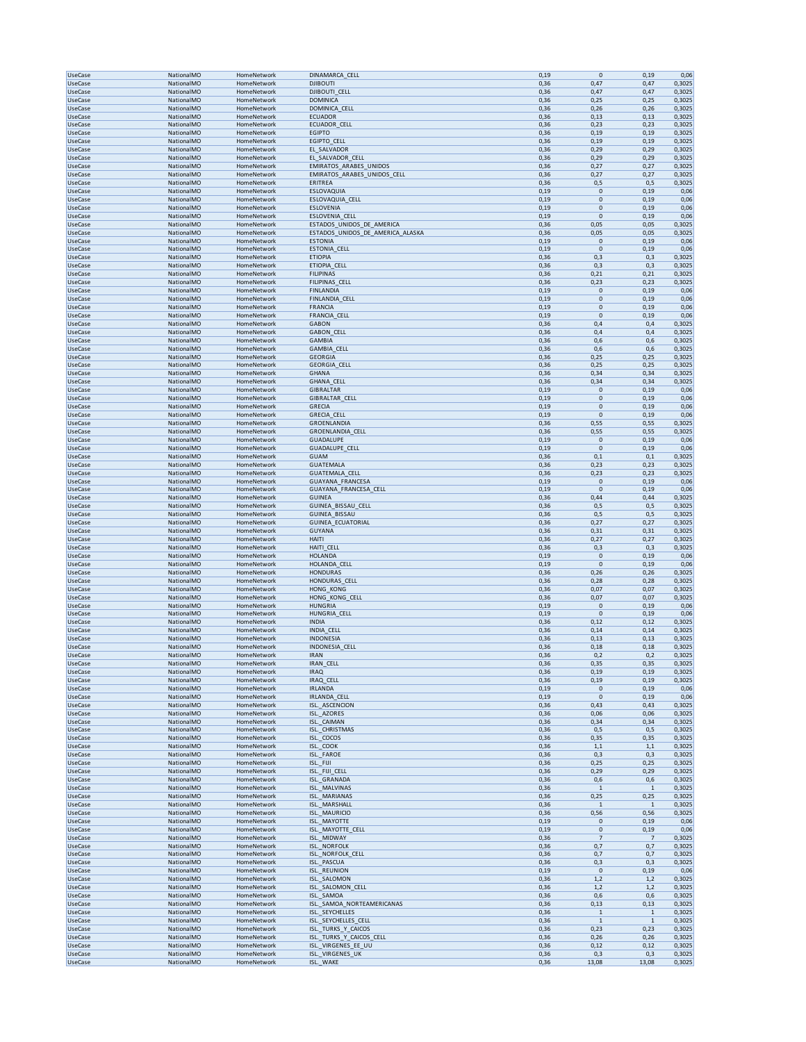| | | | | | | | |
|---|---|---|---|---|---|---|---|
| UseCase | NationalMO | HomeNetwork | DINAMARCA_CELL | 0,19 | 0 | 0,19 | 0,06 |
| UseCase | NationalMO | HomeNetwork | DJIBOUTI | 0,36 | 0,47 | 0,47 | 0,3025 |
| UseCase | NationalMO | HomeNetwork | DJIBOUTI_CELL | 0,36 | 0,47 | 0,47 | 0,3025 |
| UseCase | NationalMO | HomeNetwork | DOMINICA | 0,36 | 0,25 | 0,25 | 0,3025 |
| UseCase | NationalMO | HomeNetwork | DOMINICA_CELL | 0,36 | 0,26 | 0,26 | 0,3025 |
| UseCase | NationalMO | HomeNetwork | ECUADOR | 0,36 | 0,13 | 0,13 | 0,3025 |
| UseCase | NationalMO | HomeNetwork | ECUADOR_CELL | 0,36 | 0,23 | 0,23 | 0,3025 |
| UseCase | NationalMO | HomeNetwork | EGIPTO | 0,36 | 0,19 | 0,19 | 0,3025 |
| UseCase | NationalMO | HomeNetwork | EGIPTO_CELL | 0,36 | 0,19 | 0,19 | 0,3025 |
| UseCase | NationalMO | HomeNetwork | EL_SALVADOR | 0,36 | 0,29 | 0,29 | 0,3025 |
| UseCase | NationalMO | HomeNetwork | EL_SALVADOR_CELL | 0,36 | 0,29 | 0,29 | 0,3025 |
| UseCase | NationalMO | HomeNetwork | EMIRATOS_ARABES_UNIDOS | 0,36 | 0,27 | 0,27 | 0,3025 |
| UseCase | NationalMO | HomeNetwork | EMIRATOS_ARABES_UNIDOS_CELL | 0,36 | 0,27 | 0,27 | 0,3025 |
| UseCase | NationalMO | HomeNetwork | ERITREA | 0,36 | 0,5 | 0,5 | 0,3025 |
| UseCase | NationalMO | HomeNetwork | ESLOVAQUIA | 0,19 | 0 | 0,19 | 0,06 |
| UseCase | NationalMO | HomeNetwork | ESLOVAQUIA_CELL | 0,19 | 0 | 0,19 | 0,06 |
| UseCase | NationalMO | HomeNetwork | ESLOVENIA | 0,19 | 0 | 0,19 | 0,06 |
| UseCase | NationalMO | HomeNetwork | ESLOVENIA_CELL | 0,19 | 0 | 0,19 | 0,06 |
| UseCase | NationalMO | HomeNetwork | ESTADOS_UNIDOS_DE_AMERICA | 0,36 | 0,05 | 0,05 | 0,3025 |
| UseCase | NationalMO | HomeNetwork | ESTADOS_UNIDOS_DE_AMERICA_ALASKA | 0,36 | 0,05 | 0,05 | 0,3025 |
| UseCase | NationalMO | HomeNetwork | ESTONIA | 0,19 | 0 | 0,19 | 0,06 |
| UseCase | NationalMO | HomeNetwork | ESTONIA_CELL | 0,19 | 0 | 0,19 | 0,06 |
| UseCase | NationalMO | HomeNetwork | ETIOPIA | 0,36 | 0,3 | 0,3 | 0,3025 |
| UseCase | NationalMO | HomeNetwork | ETIOPIA_CELL | 0,36 | 0,3 | 0,3 | 0,3025 |
| UseCase | NationalMO | HomeNetwork | FILIPINAS | 0,36 | 0,21 | 0,21 | 0,3025 |
| UseCase | NationalMO | HomeNetwork | FILIPINAS_CELL | 0,36 | 0,23 | 0,23 | 0,3025 |
| UseCase | NationalMO | HomeNetwork | FINLANDIA | 0,19 | 0 | 0,19 | 0,06 |
| UseCase | NationalMO | HomeNetwork | FINLANDIA_CELL | 0,19 | 0 | 0,19 | 0,06 |
| UseCase | NationalMO | HomeNetwork | FRANCIA | 0,19 | 0 | 0,19 | 0,06 |
| UseCase | NationalMO | HomeNetwork | FRANCIA_CELL | 0,19 | 0 | 0,19 | 0,06 |
| UseCase | NationalMO | HomeNetwork | GABON | 0,36 | 0,4 | 0,4 | 0,3025 |
| UseCase | NationalMO | HomeNetwork | GABON_CELL | 0,36 | 0,4 | 0,4 | 0,3025 |
| UseCase | NationalMO | HomeNetwork | GAMBIA | 0,36 | 0,6 | 0,6 | 0,3025 |
| UseCase | NationalMO | HomeNetwork | GAMBIA_CELL | 0,36 | 0,6 | 0,6 | 0,3025 |
| UseCase | NationalMO | HomeNetwork | GEORGIA | 0,36 | 0,25 | 0,25 | 0,3025 |
| UseCase | NationalMO | HomeNetwork | GEORGIA_CELL | 0,36 | 0,25 | 0,25 | 0,3025 |
| UseCase | NationalMO | HomeNetwork | GHANA | 0,36 | 0,34 | 0,34 | 0,3025 |
| UseCase | NationalMO | HomeNetwork | GHANA_CELL | 0,36 | 0,34 | 0,34 | 0,3025 |
| UseCase | NationalMO | HomeNetwork | GIBRALTAR | 0,19 | 0 | 0,19 | 0,06 |
| UseCase | NationalMO | HomeNetwork | GIBRALTAR_CELL | 0,19 | 0 | 0,19 | 0,06 |
| UseCase | NationalMO | HomeNetwork | GRECIA | 0,19 | 0 | 0,19 | 0,06 |
| UseCase | NationalMO | HomeNetwork | GRECIA_CELL | 0,19 | 0 | 0,19 | 0,06 |
| UseCase | NationalMO | HomeNetwork | GROENLANDIA | 0,36 | 0,55 | 0,55 | 0,3025 |
| UseCase | NationalMO | HomeNetwork | GROENLANDIA_CELL | 0,36 | 0,55 | 0,55 | 0,3025 |
| UseCase | NationalMO | HomeNetwork | GUADALUPE | 0,19 | 0 | 0,19 | 0,06 |
| UseCase | NationalMO | HomeNetwork | GUADALUPE_CELL | 0,19 | 0 | 0,19 | 0,06 |
| UseCase | NationalMO | HomeNetwork | GUAM | 0,36 | 0,1 | 0,1 | 0,3025 |
| UseCase | NationalMO | HomeNetwork | GUATEMALA | 0,36 | 0,23 | 0,23 | 0,3025 |
| UseCase | NationalMO | HomeNetwork | GUATEMALA_CELL | 0,36 | 0,23 | 0,23 | 0,3025 |
| UseCase | NationalMO | HomeNetwork | GUAYANA_FRANCESA | 0,19 | 0 | 0,19 | 0,06 |
| UseCase | NationalMO | HomeNetwork | GUAYANA_FRANCESA_CELL | 0,19 | 0 | 0,19 | 0,06 |
| UseCase | NationalMO | HomeNetwork | GUINEA | 0,36 | 0,44 | 0,44 | 0,3025 |
| UseCase | NationalMO | HomeNetwork | GUINEA_BISSAU_CELL | 0,36 | 0,5 | 0,5 | 0,3025 |
| UseCase | NationalMO | HomeNetwork | GUINEA_BISSAU | 0,36 | 0,5 | 0,5 | 0,3025 |
| UseCase | NationalMO | HomeNetwork | GUINEA_ECUATORIAL | 0,36 | 0,27 | 0,27 | 0,3025 |
| UseCase | NationalMO | HomeNetwork | GUYANA | 0,36 | 0,31 | 0,31 | 0,3025 |
| UseCase | NationalMO | HomeNetwork | HAITI | 0,36 | 0,27 | 0,27 | 0,3025 |
| UseCase | NationalMO | HomeNetwork | HAITI_CELL | 0,36 | 0,3 | 0,3 | 0,3025 |
| UseCase | NationalMO | HomeNetwork | HOLANDA | 0,19 | 0 | 0,19 | 0,06 |
| UseCase | NationalMO | HomeNetwork | HOLANDA_CELL | 0,19 | 0 | 0,19 | 0,06 |
| UseCase | NationalMO | HomeNetwork | HONDURAS | 0,36 | 0,26 | 0,26 | 0,3025 |
| UseCase | NationalMO | HomeNetwork | HONDURAS_CELL | 0,36 | 0,28 | 0,28 | 0,3025 |
| UseCase | NationalMO | HomeNetwork | HONG_KONG | 0,36 | 0,07 | 0,07 | 0,3025 |
| UseCase | NationalMO | HomeNetwork | HONG_KONG_CELL | 0,36 | 0,07 | 0,07 | 0,3025 |
| UseCase | NationalMO | HomeNetwork | HUNGRIA | 0,19 | 0 | 0,19 | 0,06 |
| UseCase | NationalMO | HomeNetwork | HUNGRIA_CELL | 0,19 | 0 | 0,19 | 0,06 |
| UseCase | NationalMO | HomeNetwork | INDIA | 0,36 | 0,12 | 0,12 | 0,3025 |
| UseCase | NationalMO | HomeNetwork | INDIA_CELL | 0,36 | 0,14 | 0,14 | 0,3025 |
| UseCase | NationalMO | HomeNetwork | INDONESIA | 0,36 | 0,13 | 0,13 | 0,3025 |
| UseCase | NationalMO | HomeNetwork | INDONESIA_CELL | 0,36 | 0,18 | 0,18 | 0,3025 |
| UseCase | NationalMO | HomeNetwork | IRAN | 0,36 | 0,2 | 0,2 | 0,3025 |
| UseCase | NationalMO | HomeNetwork | IRAN_CELL | 0,36 | 0,35 | 0,35 | 0,3025 |
| UseCase | NationalMO | HomeNetwork | IRAQ | 0,36 | 0,19 | 0,19 | 0,3025 |
| UseCase | NationalMO | HomeNetwork | IRAQ_CELL | 0,36 | 0,19 | 0,19 | 0,3025 |
| UseCase | NationalMO | HomeNetwork | IRLANDA | 0,19 | 0 | 0,19 | 0,06 |
| UseCase | NationalMO | HomeNetwork | IRLANDA_CELL | 0,19 | 0 | 0,19 | 0,06 |
| UseCase | NationalMO | HomeNetwork | ISL._ASCENCION | 0,36 | 0,43 | 0,43 | 0,3025 |
| UseCase | NationalMO | HomeNetwork | ISL._AZORES | 0,36 | 0,06 | 0,06 | 0,3025 |
| UseCase | NationalMO | HomeNetwork | ISL._CAIMAN | 0,36 | 0,34 | 0,34 | 0,3025 |
| UseCase | NationalMO | HomeNetwork | ISL._CHRISTMAS | 0,36 | 0,5 | 0,5 | 0,3025 |
| UseCase | NationalMO | HomeNetwork | ISL._COCOS | 0,36 | 0,35 | 0,35 | 0,3025 |
| UseCase | NationalMO | HomeNetwork | ISL._COOK | 0,36 | 1,1 | 1,1 | 0,3025 |
| UseCase | NationalMO | HomeNetwork | ISL._FAROE | 0,36 | 0,3 | 0,3 | 0,3025 |
| UseCase | NationalMO | HomeNetwork | ISL._FIJI | 0,36 | 0,25 | 0,25 | 0,3025 |
| UseCase | NationalMO | HomeNetwork | ISL._FIJI_CELL | 0,36 | 0,29 | 0,29 | 0,3025 |
| UseCase | NationalMO | HomeNetwork | ISL._GRANADA | 0,36 | 0,6 | 0,6 | 0,3025 |
| UseCase | NationalMO | HomeNetwork | ISL._MALVINAS | 0,36 | 1 | 1 | 0,3025 |
| UseCase | NationalMO | HomeNetwork | ISL._MARIANAS | 0,36 | 0,25 | 0,25 | 0,3025 |
| UseCase | NationalMO | HomeNetwork | ISL._MARSHALL | 0,36 | 1 | 1 | 0,3025 |
| UseCase | NationalMO | HomeNetwork | ISL._MAURICIO | 0,36 | 0,56 | 0,56 | 0,3025 |
| UseCase | NationalMO | HomeNetwork | ISL._MAYOTTE | 0,19 | 0 | 0,19 | 0,06 |
| UseCase | NationalMO | HomeNetwork | ISL._MAYOTTE_CELL | 0,19 | 0 | 0,19 | 0,06 |
| UseCase | NationalMO | HomeNetwork | ISL._MIDWAY | 0,36 | 7 | 7 | 0,3025 |
| UseCase | NationalMO | HomeNetwork | ISL._NORFOLK | 0,36 | 0,7 | 0,7 | 0,3025 |
| UseCase | NationalMO | HomeNetwork | ISL._NORFOLK_CELL | 0,36 | 0,7 | 0,7 | 0,3025 |
| UseCase | NationalMO | HomeNetwork | ISL._PASCUA | 0,36 | 0,3 | 0,3 | 0,3025 |
| UseCase | NationalMO | HomeNetwork | ISL._REUNION | 0,19 | 0 | 0,19 | 0,06 |
| UseCase | NationalMO | HomeNetwork | ISL._SALOMON | 0,36 | 1,2 | 1,2 | 0,3025 |
| UseCase | NationalMO | HomeNetwork | ISL._SALOMON_CELL | 0,36 | 1,2 | 1,2 | 0,3025 |
| UseCase | NationalMO | HomeNetwork | ISL._SAMOA | 0,36 | 0,6 | 0,6 | 0,3025 |
| UseCase | NationalMO | HomeNetwork | ISL._SAMOA_NORTEAMERICANAS | 0,36 | 0,13 | 0,13 | 0,3025 |
| UseCase | NationalMO | HomeNetwork | ISL._SEYCHELLES | 0,36 | 1 | 1 | 0,3025 |
| UseCase | NationalMO | HomeNetwork | ISL._SEYCHELLES_CELL | 0,36 | 1 | 1 | 0,3025 |
| UseCase | NationalMO | HomeNetwork | ISL._TURKS_Y_CAICOS | 0,36 | 0,23 | 0,23 | 0,3025 |
| UseCase | NationalMO | HomeNetwork | ISL._TURKS_Y_CAICOS_CELL | 0,36 | 0,26 | 0,26 | 0,3025 |
| UseCase | NationalMO | HomeNetwork | ISL._VIRGENES_EE_UU | 0,36 | 0,12 | 0,12 | 0,3025 |
| UseCase | NationalMO | HomeNetwork | ISL._VIRGENES_UK | 0,36 | 0,3 | 0,3 | 0,3025 |
| UseCase | NationalMO | HomeNetwork | ISL._WAKE | 0,36 | 13,08 | 13,08 | 0,3025 |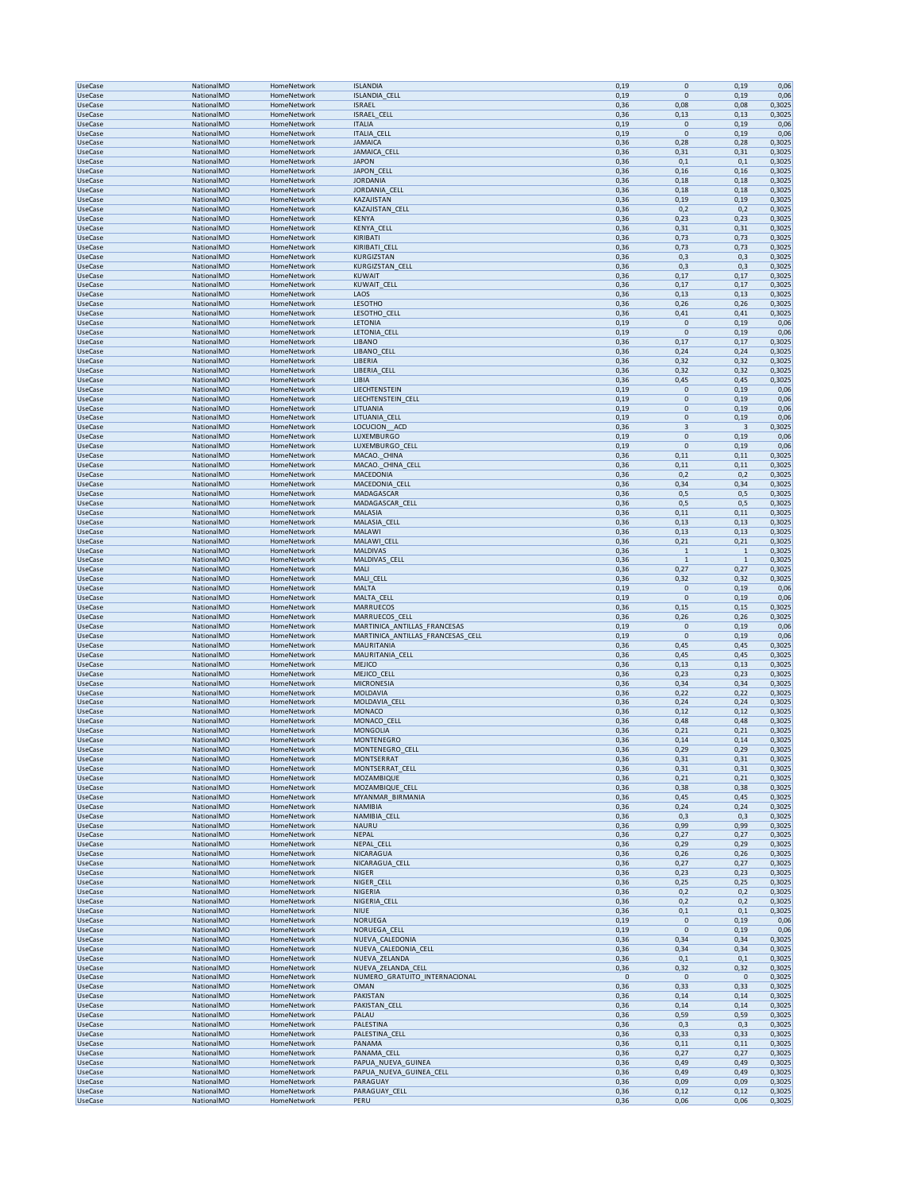| | | | | | | | |
|---|---|---|---|---|---|---|---|
| UseCase | NationalMO | HomeNetwork | ISLANDIA | 0,19 | 0 | 0,19 | 0,06 |
| UseCase | NationalMO | HomeNetwork | ISLANDIA_CELL | 0,19 | 0 | 0,19 | 0,06 |
| UseCase | NationalMO | HomeNetwork | ISRAEL | 0,36 | 0,08 | 0,08 | 0,3025 |
| UseCase | NationalMO | HomeNetwork | ISRAEL_CELL | 0,36 | 0,13 | 0,13 | 0,3025 |
| UseCase | NationalMO | HomeNetwork | ITALIA | 0,19 | 0 | 0,19 | 0,06 |
| UseCase | NationalMO | HomeNetwork | ITALIA_CELL | 0,19 | 0 | 0,19 | 0,06 |
| UseCase | NationalMO | HomeNetwork | JAMAICA | 0,36 | 0,28 | 0,28 | 0,3025 |
| UseCase | NationalMO | HomeNetwork | JAMAICA_CELL | 0,36 | 0,31 | 0,31 | 0,3025 |
| UseCase | NationalMO | HomeNetwork | JAPON | 0,36 | 0,1 | 0,1 | 0,3025 |
| UseCase | NationalMO | HomeNetwork | JAPON_CELL | 0,36 | 0,16 | 0,16 | 0,3025 |
| UseCase | NationalMO | HomeNetwork | JORDANIA | 0,36 | 0,18 | 0,18 | 0,3025 |
| UseCase | NationalMO | HomeNetwork | JORDANIA_CELL | 0,36 | 0,18 | 0,18 | 0,3025 |
| UseCase | NationalMO | HomeNetwork | KAZAJISTAN | 0,36 | 0,19 | 0,19 | 0,3025 |
| UseCase | NationalMO | HomeNetwork | KAZAJISTAN_CELL | 0,36 | 0,2 | 0,2 | 0,3025 |
| UseCase | NationalMO | HomeNetwork | KENYA | 0,36 | 0,23 | 0,23 | 0,3025 |
| UseCase | NationalMO | HomeNetwork | KENYA_CELL | 0,36 | 0,31 | 0,31 | 0,3025 |
| UseCase | NationalMO | HomeNetwork | KIRIBATI | 0,36 | 0,73 | 0,73 | 0,3025 |
| UseCase | NationalMO | HomeNetwork | KIRIBATI_CELL | 0,36 | 0,73 | 0,73 | 0,3025 |
| UseCase | NationalMO | HomeNetwork | KURGIZSTAN | 0,36 | 0,3 | 0,3 | 0,3025 |
| UseCase | NationalMO | HomeNetwork | KURGIZSTAN_CELL | 0,36 | 0,3 | 0,3 | 0,3025 |
| UseCase | NationalMO | HomeNetwork | KUWAIT | 0,36 | 0,17 | 0,17 | 0,3025 |
| UseCase | NationalMO | HomeNetwork | KUWAIT_CELL | 0,36 | 0,17 | 0,17 | 0,3025 |
| UseCase | NationalMO | HomeNetwork | LAOS | 0,36 | 0,13 | 0,13 | 0,3025 |
| UseCase | NationalMO | HomeNetwork | LESOTHO | 0,36 | 0,26 | 0,26 | 0,3025 |
| UseCase | NationalMO | HomeNetwork | LESOTHO_CELL | 0,36 | 0,41 | 0,41 | 0,3025 |
| UseCase | NationalMO | HomeNetwork | LETONIA | 0,19 | 0 | 0,19 | 0,06 |
| UseCase | NationalMO | HomeNetwork | LETONIA_CELL | 0,19 | 0 | 0,19 | 0,06 |
| UseCase | NationalMO | HomeNetwork | LIBANO | 0,36 | 0,17 | 0,17 | 0,3025 |
| UseCase | NationalMO | HomeNetwork | LIBANO_CELL | 0,36 | 0,24 | 0,24 | 0,3025 |
| UseCase | NationalMO | HomeNetwork | LIBERIA | 0,36 | 0,32 | 0,32 | 0,3025 |
| UseCase | NationalMO | HomeNetwork | LIBERIA_CELL | 0,36 | 0,32 | 0,32 | 0,3025 |
| UseCase | NationalMO | HomeNetwork | LIBIA | 0,36 | 0,45 | 0,45 | 0,3025 |
| UseCase | NationalMO | HomeNetwork | LIECHTENSTEIN | 0,19 | 0 | 0,19 | 0,06 |
| UseCase | NationalMO | HomeNetwork | LIECHTENSTEIN_CELL | 0,19 | 0 | 0,19 | 0,06 |
| UseCase | NationalMO | HomeNetwork | LITUANIA | 0,19 | 0 | 0,19 | 0,06 |
| UseCase | NationalMO | HomeNetwork | LITUANIA_CELL | 0,19 | 0 | 0,19 | 0,06 |
| UseCase | NationalMO | HomeNetwork | LOCUCION__ACD | 0,36 | 3 | 3 | 0,3025 |
| UseCase | NationalMO | HomeNetwork | LUXEMBURGO | 0,19 | 0 | 0,19 | 0,06 |
| UseCase | NationalMO | HomeNetwork | LUXEMBURGO_CELL | 0,19 | 0 | 0,19 | 0,06 |
| UseCase | NationalMO | HomeNetwork | MACAO._CHINA | 0,36 | 0,11 | 0,11 | 0,3025 |
| UseCase | NationalMO | HomeNetwork | MACAO._CHINA_CELL | 0,36 | 0,11 | 0,11 | 0,3025 |
| UseCase | NationalMO | HomeNetwork | MACEDONIA | 0,36 | 0,2 | 0,2 | 0,3025 |
| UseCase | NationalMO | HomeNetwork | MACEDONIA_CELL | 0,36 | 0,34 | 0,34 | 0,3025 |
| UseCase | NationalMO | HomeNetwork | MADAGASCAR | 0,36 | 0,5 | 0,5 | 0,3025 |
| UseCase | NationalMO | HomeNetwork | MADAGASCAR_CELL | 0,36 | 0,5 | 0,5 | 0,3025 |
| UseCase | NationalMO | HomeNetwork | MALASIA | 0,36 | 0,11 | 0,11 | 0,3025 |
| UseCase | NationalMO | HomeNetwork | MALASIA_CELL | 0,36 | 0,13 | 0,13 | 0,3025 |
| UseCase | NationalMO | HomeNetwork | MALAWI | 0,36 | 0,13 | 0,13 | 0,3025 |
| UseCase | NationalMO | HomeNetwork | MALAWI_CELL | 0,36 | 0,21 | 0,21 | 0,3025 |
| UseCase | NationalMO | HomeNetwork | MALDIVAS | 0,36 | 1 | 1 | 0,3025 |
| UseCase | NationalMO | HomeNetwork | MALDIVAS_CELL | 0,36 | 1 | 1 | 0,3025 |
| UseCase | NationalMO | HomeNetwork | MALI | 0,36 | 0,27 | 0,27 | 0,3025 |
| UseCase | NationalMO | HomeNetwork | MALI_CELL | 0,36 | 0,32 | 0,32 | 0,3025 |
| UseCase | NationalMO | HomeNetwork | MALTA | 0,19 | 0 | 0,19 | 0,06 |
| UseCase | NationalMO | HomeNetwork | MALTA_CELL | 0,19 | 0 | 0,19 | 0,06 |
| UseCase | NationalMO | HomeNetwork | MARRUECOS | 0,36 | 0,15 | 0,15 | 0,3025 |
| UseCase | NationalMO | HomeNetwork | MARRUECOS_CELL | 0,36 | 0,26 | 0,26 | 0,3025 |
| UseCase | NationalMO | HomeNetwork | MARTINICA_ANTILLAS_FRANCESAS | 0,19 | 0 | 0,19 | 0,06 |
| UseCase | NationalMO | HomeNetwork | MARTINICA_ANTILLAS_FRANCESAS_CELL | 0,19 | 0 | 0,19 | 0,06 |
| UseCase | NationalMO | HomeNetwork | MAURITANIA | 0,36 | 0,45 | 0,45 | 0,3025 |
| UseCase | NationalMO | HomeNetwork | MAURITANIA_CELL | 0,36 | 0,45 | 0,45 | 0,3025 |
| UseCase | NationalMO | HomeNetwork | MEJICO | 0,36 | 0,13 | 0,13 | 0,3025 |
| UseCase | NationalMO | HomeNetwork | MEJICO_CELL | 0,36 | 0,23 | 0,23 | 0,3025 |
| UseCase | NationalMO | HomeNetwork | MICRONESIA | 0,36 | 0,34 | 0,34 | 0,3025 |
| UseCase | NationalMO | HomeNetwork | MOLDAVIA | 0,36 | 0,22 | 0,22 | 0,3025 |
| UseCase | NationalMO | HomeNetwork | MOLDAVIA_CELL | 0,36 | 0,24 | 0,24 | 0,3025 |
| UseCase | NationalMO | HomeNetwork | MONACO | 0,36 | 0,12 | 0,12 | 0,3025 |
| UseCase | NationalMO | HomeNetwork | MONACO_CELL | 0,36 | 0,48 | 0,48 | 0,3025 |
| UseCase | NationalMO | HomeNetwork | MONGOLIA | 0,36 | 0,21 | 0,21 | 0,3025 |
| UseCase | NationalMO | HomeNetwork | MONTENEGRO | 0,36 | 0,14 | 0,14 | 0,3025 |
| UseCase | NationalMO | HomeNetwork | MONTENEGRO_CELL | 0,36 | 0,29 | 0,29 | 0,3025 |
| UseCase | NationalMO | HomeNetwork | MONTSERRAT | 0,36 | 0,31 | 0,31 | 0,3025 |
| UseCase | NationalMO | HomeNetwork | MONTSERRAT_CELL | 0,36 | 0,31 | 0,31 | 0,3025 |
| UseCase | NationalMO | HomeNetwork | MOZAMBIQUE | 0,36 | 0,21 | 0,21 | 0,3025 |
| UseCase | NationalMO | HomeNetwork | MOZAMBIQUE_CELL | 0,36 | 0,38 | 0,38 | 0,3025 |
| UseCase | NationalMO | HomeNetwork | MYANMAR_BIRMANIA | 0,36 | 0,45 | 0,45 | 0,3025 |
| UseCase | NationalMO | HomeNetwork | NAMIBIA | 0,36 | 0,24 | 0,24 | 0,3025 |
| UseCase | NationalMO | HomeNetwork | NAMIBIA_CELL | 0,36 | 0,3 | 0,3 | 0,3025 |
| UseCase | NationalMO | HomeNetwork | NAURU | 0,36 | 0,99 | 0,99 | 0,3025 |
| UseCase | NationalMO | HomeNetwork | NEPAL | 0,36 | 0,27 | 0,27 | 0,3025 |
| UseCase | NationalMO | HomeNetwork | NEPAL_CELL | 0,36 | 0,29 | 0,29 | 0,3025 |
| UseCase | NationalMO | HomeNetwork | NICARAGUA | 0,36 | 0,26 | 0,26 | 0,3025 |
| UseCase | NationalMO | HomeNetwork | NICARAGUA_CELL | 0,36 | 0,27 | 0,27 | 0,3025 |
| UseCase | NationalMO | HomeNetwork | NIGER | 0,36 | 0,23 | 0,23 | 0,3025 |
| UseCase | NationalMO | HomeNetwork | NIGER_CELL | 0,36 | 0,25 | 0,25 | 0,3025 |
| UseCase | NationalMO | HomeNetwork | NIGERIA | 0,36 | 0,2 | 0,2 | 0,3025 |
| UseCase | NationalMO | HomeNetwork | NIGERIA_CELL | 0,36 | 0,2 | 0,2 | 0,3025 |
| UseCase | NationalMO | HomeNetwork | NIUE | 0,36 | 0,1 | 0,1 | 0,3025 |
| UseCase | NationalMO | HomeNetwork | NORUEGA | 0,19 | 0 | 0,19 | 0,06 |
| UseCase | NationalMO | HomeNetwork | NORUEGA_CELL | 0,19 | 0 | 0,19 | 0,06 |
| UseCase | NationalMO | HomeNetwork | NUEVA_CALEDONIA | 0,36 | 0,34 | 0,34 | 0,3025 |
| UseCase | NationalMO | HomeNetwork | NUEVA_CALEDONIA_CELL | 0,36 | 0,34 | 0,34 | 0,3025 |
| UseCase | NationalMO | HomeNetwork | NUEVA_ZELANDA | 0,36 | 0,1 | 0,1 | 0,3025 |
| UseCase | NationalMO | HomeNetwork | NUEVA_ZELANDA_CELL | 0,36 | 0,32 | 0,32 | 0,3025 |
| UseCase | NationalMO | HomeNetwork | NUMERO_GRATUITO_INTERNACIONAL | 0 | 0 | 0 | 0,3025 |
| UseCase | NationalMO | HomeNetwork | OMAN | 0,36 | 0,33 | 0,33 | 0,3025 |
| UseCase | NationalMO | HomeNetwork | PAKISTAN | 0,36 | 0,14 | 0,14 | 0,3025 |
| UseCase | NationalMO | HomeNetwork | PAKISTAN_CELL | 0,36 | 0,14 | 0,14 | 0,3025 |
| UseCase | NationalMO | HomeNetwork | PALAU | 0,36 | 0,59 | 0,59 | 0,3025 |
| UseCase | NationalMO | HomeNetwork | PALESTINA | 0,36 | 0,3 | 0,3 | 0,3025 |
| UseCase | NationalMO | HomeNetwork | PALESTINA_CELL | 0,36 | 0,33 | 0,33 | 0,3025 |
| UseCase | NationalMO | HomeNetwork | PANAMA | 0,36 | 0,11 | 0,11 | 0,3025 |
| UseCase | NationalMO | HomeNetwork | PANAMA_CELL | 0,36 | 0,27 | 0,27 | 0,3025 |
| UseCase | NationalMO | HomeNetwork | PAPUA_NUEVA_GUINEA | 0,36 | 0,49 | 0,49 | 0,3025 |
| UseCase | NationalMO | HomeNetwork | PAPUA_NUEVA_GUINEA_CELL | 0,36 | 0,49 | 0,49 | 0,3025 |
| UseCase | NationalMO | HomeNetwork | PARAGUAY | 0,36 | 0,09 | 0,09 | 0,3025 |
| UseCase | NationalMO | HomeNetwork | PARAGUAY_CELL | 0,36 | 0,12 | 0,12 | 0,3025 |
| UseCase | NationalMO | HomeNetwork | PERU | 0,36 | 0,06 | 0,06 | 0,3025 |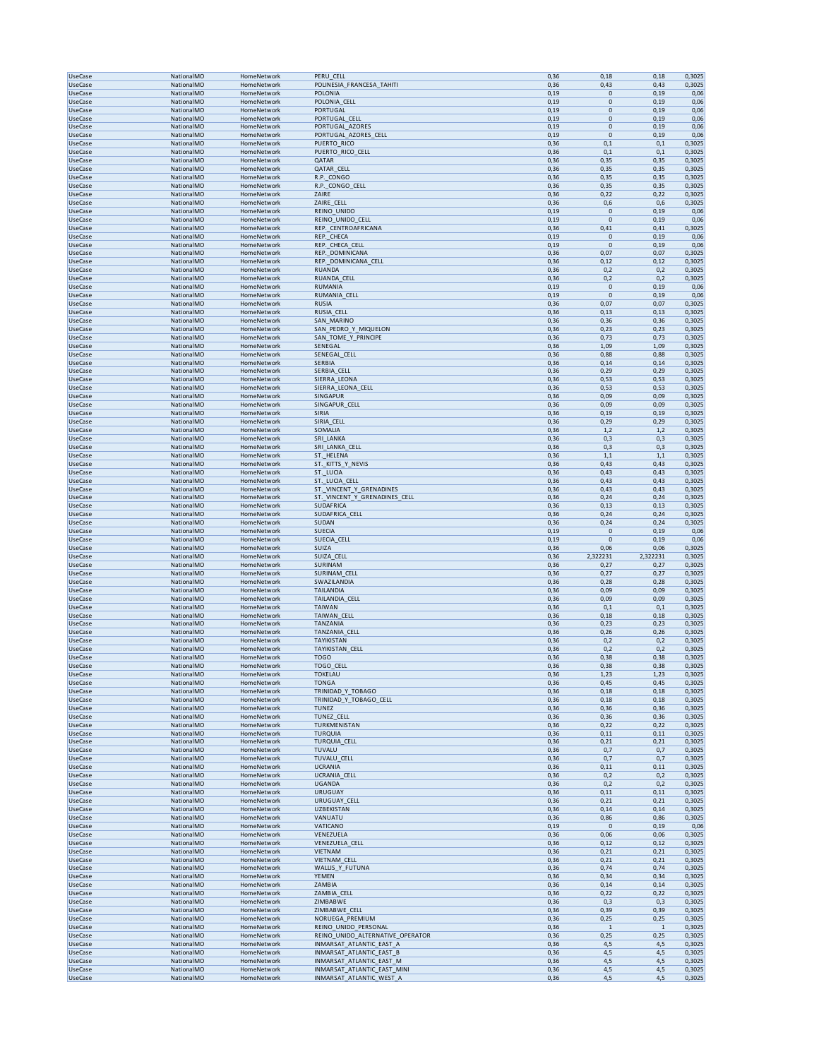| | | | | | | | |
|---|---|---|---|---|---|---|---|
| UseCase | NationalMO | HomeNetwork | PERU_CELL | 0,36 | 0,18 | 0,18 | 0,3025 |
| UseCase | NationalMO | HomeNetwork | POLINESIA_FRANCESA_TAHITI | 0,36 | 0,43 | 0,43 | 0,3025 |
| UseCase | NationalMO | HomeNetwork | POLONIA | 0,19 | 0 | 0,19 | 0,06 |
| UseCase | NationalMO | HomeNetwork | POLONIA_CELL | 0,19 | 0 | 0,19 | 0,06 |
| UseCase | NationalMO | HomeNetwork | PORTUGAL | 0,19 | 0 | 0,19 | 0,06 |
| UseCase | NationalMO | HomeNetwork | PORTUGAL_CELL | 0,19 | 0 | 0,19 | 0,06 |
| UseCase | NationalMO | HomeNetwork | PORTUGAL_AZORES | 0,19 | 0 | 0,19 | 0,06 |
| UseCase | NationalMO | HomeNetwork | PORTUGAL_AZORES_CELL | 0,19 | 0 | 0,19 | 0,06 |
| UseCase | NationalMO | HomeNetwork | PUERTO_RICO | 0,36 | 0,1 | 0,1 | 0,3025 |
| UseCase | NationalMO | HomeNetwork | PUERTO_RICO_CELL | 0,36 | 0,1 | 0,1 | 0,3025 |
| UseCase | NationalMO | HomeNetwork | QATAR | 0,36 | 0,35 | 0,35 | 0,3025 |
| UseCase | NationalMO | HomeNetwork | QATAR_CELL | 0,36 | 0,35 | 0,35 | 0,3025 |
| UseCase | NationalMO | HomeNetwork | R.P._CONGO | 0,36 | 0,35 | 0,35 | 0,3025 |
| UseCase | NationalMO | HomeNetwork | R.P._CONGO_CELL | 0,36 | 0,35 | 0,35 | 0,3025 |
| UseCase | NationalMO | HomeNetwork | ZAIRE | 0,36 | 0,22 | 0,22 | 0,3025 |
| UseCase | NationalMO | HomeNetwork | ZAIRE_CELL | 0,36 | 0,6 | 0,6 | 0,3025 |
| UseCase | NationalMO | HomeNetwork | REINO_UNIDO | 0,19 | 0 | 0,19 | 0,06 |
| UseCase | NationalMO | HomeNetwork | REINO_UNIDO_CELL | 0,19 | 0 | 0,19 | 0,06 |
| UseCase | NationalMO | HomeNetwork | REP._CENTROAFRICANA | 0,36 | 0,41 | 0,41 | 0,3025 |
| UseCase | NationalMO | HomeNetwork | REP._CHECA | 0,19 | 0 | 0,19 | 0,06 |
| UseCase | NationalMO | HomeNetwork | REP._CHECA_CELL | 0,19 | 0 | 0,19 | 0,06 |
| UseCase | NationalMO | HomeNetwork | REP._DOMINICANA | 0,36 | 0,07 | 0,07 | 0,3025 |
| UseCase | NationalMO | HomeNetwork | REP._DOMINICANA_CELL | 0,36 | 0,12 | 0,12 | 0,3025 |
| UseCase | NationalMO | HomeNetwork | RUANDA | 0,36 | 0,2 | 0,2 | 0,3025 |
| UseCase | NationalMO | HomeNetwork | RUANDA_CELL | 0,36 | 0,2 | 0,2 | 0,3025 |
| UseCase | NationalMO | HomeNetwork | RUMANIA | 0,19 | 0 | 0,19 | 0,06 |
| UseCase | NationalMO | HomeNetwork | RUMANIA_CELL | 0,19 | 0 | 0,19 | 0,06 |
| UseCase | NationalMO | HomeNetwork | RUSIA | 0,36 | 0,07 | 0,07 | 0,3025 |
| UseCase | NationalMO | HomeNetwork | RUSIA_CELL | 0,36 | 0,13 | 0,13 | 0,3025 |
| UseCase | NationalMO | HomeNetwork | SAN_MARINO | 0,36 | 0,36 | 0,36 | 0,3025 |
| UseCase | NationalMO | HomeNetwork | SAN_PEDRO_Y_MIQUELON | 0,36 | 0,23 | 0,23 | 0,3025 |
| UseCase | NationalMO | HomeNetwork | SAN_TOME_Y_PRINCIPE | 0,36 | 0,73 | 0,73 | 0,3025 |
| UseCase | NationalMO | HomeNetwork | SENEGAL | 0,36 | 1,09 | 1,09 | 0,3025 |
| UseCase | NationalMO | HomeNetwork | SENEGAL_CELL | 0,36 | 0,88 | 0,88 | 0,3025 |
| UseCase | NationalMO | HomeNetwork | SERBIA | 0,36 | 0,14 | 0,14 | 0,3025 |
| UseCase | NationalMO | HomeNetwork | SERBIA_CELL | 0,36 | 0,29 | 0,29 | 0,3025 |
| UseCase | NationalMO | HomeNetwork | SIERRA_LEONA | 0,36 | 0,53 | 0,53 | 0,3025 |
| UseCase | NationalMO | HomeNetwork | SIERRA_LEONA_CELL | 0,36 | 0,53 | 0,53 | 0,3025 |
| UseCase | NationalMO | HomeNetwork | SINGAPUR | 0,36 | 0,09 | 0,09 | 0,3025 |
| UseCase | NationalMO | HomeNetwork | SINGAPUR_CELL | 0,36 | 0,09 | 0,09 | 0,3025 |
| UseCase | NationalMO | HomeNetwork | SIRIA | 0,36 | 0,19 | 0,19 | 0,3025 |
| UseCase | NationalMO | HomeNetwork | SIRIA_CELL | 0,36 | 0,29 | 0,29 | 0,3025 |
| UseCase | NationalMO | HomeNetwork | SOMALIA | 0,36 | 1,2 | 1,2 | 0,3025 |
| UseCase | NationalMO | HomeNetwork | SRI_LANKA | 0,36 | 0,3 | 0,3 | 0,3025 |
| UseCase | NationalMO | HomeNetwork | SRI_LANKA_CELL | 0,36 | 0,3 | 0,3 | 0,3025 |
| UseCase | NationalMO | HomeNetwork | ST._HELENA | 0,36 | 1,1 | 1,1 | 0,3025 |
| UseCase | NationalMO | HomeNetwork | ST._KITTS_Y_NEVIS | 0,36 | 0,43 | 0,43 | 0,3025 |
| UseCase | NationalMO | HomeNetwork | ST._LUCIA | 0,36 | 0,43 | 0,43 | 0,3025 |
| UseCase | NationalMO | HomeNetwork | ST._LUCIA_CELL | 0,36 | 0,43 | 0,43 | 0,3025 |
| UseCase | NationalMO | HomeNetwork | ST._VINCENT_Y_GRENADINES | 0,36 | 0,43 | 0,43 | 0,3025 |
| UseCase | NationalMO | HomeNetwork | ST._VINCENT_Y_GRENADINES_CELL | 0,36 | 0,24 | 0,24 | 0,3025 |
| UseCase | NationalMO | HomeNetwork | SUDAFRICA | 0,36 | 0,13 | 0,13 | 0,3025 |
| UseCase | NationalMO | HomeNetwork | SUDAFRICA_CELL | 0,36 | 0,24 | 0,24 | 0,3025 |
| UseCase | NationalMO | HomeNetwork | SUDAN | 0,36 | 0,24 | 0,24 | 0,3025 |
| UseCase | NationalMO | HomeNetwork | SUECIA | 0,19 | 0 | 0,19 | 0,06 |
| UseCase | NationalMO | HomeNetwork | SUECIA_CELL | 0,19 | 0 | 0,19 | 0,06 |
| UseCase | NationalMO | HomeNetwork | SUIZA | 0,36 | 0,06 | 0,06 | 0,3025 |
| UseCase | NationalMO | HomeNetwork | SUIZA_CELL | 0,36 | 2,322231 | 2,322231 | 0,3025 |
| UseCase | NationalMO | HomeNetwork | SURINAM | 0,36 | 0,27 | 0,27 | 0,3025 |
| UseCase | NationalMO | HomeNetwork | SURINAM_CELL | 0,36 | 0,27 | 0,27 | 0,3025 |
| UseCase | NationalMO | HomeNetwork | SWAZILANDIA | 0,36 | 0,28 | 0,28 | 0,3025 |
| UseCase | NationalMO | HomeNetwork | TAILANDIA | 0,36 | 0,09 | 0,09 | 0,3025 |
| UseCase | NationalMO | HomeNetwork | TAILANDIA_CELL | 0,36 | 0,09 | 0,09 | 0,3025 |
| UseCase | NationalMO | HomeNetwork | TAIWAN | 0,36 | 0,1 | 0,1 | 0,3025 |
| UseCase | NationalMO | HomeNetwork | TAIWAN_CELL | 0,36 | 0,18 | 0,18 | 0,3025 |
| UseCase | NationalMO | HomeNetwork | TANZANIA | 0,36 | 0,23 | 0,23 | 0,3025 |
| UseCase | NationalMO | HomeNetwork | TANZANIA_CELL | 0,36 | 0,26 | 0,26 | 0,3025 |
| UseCase | NationalMO | HomeNetwork | TAYIKISTAN | 0,36 | 0,2 | 0,2 | 0,3025 |
| UseCase | NationalMO | HomeNetwork | TAYIKISTAN_CELL | 0,36 | 0,2 | 0,2 | 0,3025 |
| UseCase | NationalMO | HomeNetwork | TOGO | 0,36 | 0,38 | 0,38 | 0,3025 |
| UseCase | NationalMO | HomeNetwork | TOGO_CELL | 0,36 | 0,38 | 0,38 | 0,3025 |
| UseCase | NationalMO | HomeNetwork | TOKELAU | 0,36 | 1,23 | 1,23 | 0,3025 |
| UseCase | NationalMO | HomeNetwork | TONGA | 0,36 | 0,45 | 0,45 | 0,3025 |
| UseCase | NationalMO | HomeNetwork | TRINIDAD_Y_TOBAGO | 0,36 | 0,18 | 0,18 | 0,3025 |
| UseCase | NationalMO | HomeNetwork | TRINIDAD_Y_TOBAGO_CELL | 0,36 | 0,18 | 0,18 | 0,3025 |
| UseCase | NationalMO | HomeNetwork | TUNEZ | 0,36 | 0,36 | 0,36 | 0,3025 |
| UseCase | NationalMO | HomeNetwork | TUNEZ_CELL | 0,36 | 0,36 | 0,36 | 0,3025 |
| UseCase | NationalMO | HomeNetwork | TURKMENISTAN | 0,36 | 0,22 | 0,22 | 0,3025 |
| UseCase | NationalMO | HomeNetwork | TURQUIA | 0,36 | 0,11 | 0,11 | 0,3025 |
| UseCase | NationalMO | HomeNetwork | TURQUIA_CELL | 0,36 | 0,21 | 0,21 | 0,3025 |
| UseCase | NationalMO | HomeNetwork | TUVALU | 0,36 | 0,7 | 0,7 | 0,3025 |
| UseCase | NationalMO | HomeNetwork | TUVALU_CELL | 0,36 | 0,7 | 0,7 | 0,3025 |
| UseCase | NationalMO | HomeNetwork | UCRANIA | 0,36 | 0,11 | 0,11 | 0,3025 |
| UseCase | NationalMO | HomeNetwork | UCRANIA_CELL | 0,36 | 0,2 | 0,2 | 0,3025 |
| UseCase | NationalMO | HomeNetwork | UGANDA | 0,36 | 0,2 | 0,2 | 0,3025 |
| UseCase | NationalMO | HomeNetwork | URUGUAY | 0,36 | 0,11 | 0,11 | 0,3025 |
| UseCase | NationalMO | HomeNetwork | URUGUAY_CELL | 0,36 | 0,21 | 0,21 | 0,3025 |
| UseCase | NationalMO | HomeNetwork | UZBEKISTAN | 0,36 | 0,14 | 0,14 | 0,3025 |
| UseCase | NationalMO | HomeNetwork | VANUATU | 0,36 | 0,86 | 0,86 | 0,3025 |
| UseCase | NationalMO | HomeNetwork | VATICANO | 0,19 | 0 | 0,19 | 0,06 |
| UseCase | NationalMO | HomeNetwork | VENEZUELA | 0,36 | 0,06 | 0,06 | 0,3025 |
| UseCase | NationalMO | HomeNetwork | VENEZUELA_CELL | 0,36 | 0,12 | 0,12 | 0,3025 |
| UseCase | NationalMO | HomeNetwork | VIETNAM | 0,36 | 0,21 | 0,21 | 0,3025 |
| UseCase | NationalMO | HomeNetwork | VIETNAM_CELL | 0,36 | 0,21 | 0,21 | 0,3025 |
| UseCase | NationalMO | HomeNetwork | WALLIS_Y_FUTUNA | 0,36 | 0,74 | 0,74 | 0,3025 |
| UseCase | NationalMO | HomeNetwork | YEMEN | 0,36 | 0,34 | 0,34 | 0,3025 |
| UseCase | NationalMO | HomeNetwork | ZAMBIA | 0,36 | 0,14 | 0,14 | 0,3025 |
| UseCase | NationalMO | HomeNetwork | ZAMBIA_CELL | 0,36 | 0,22 | 0,22 | 0,3025 |
| UseCase | NationalMO | HomeNetwork | ZIMBABWE | 0,36 | 0,3 | 0,3 | 0,3025 |
| UseCase | NationalMO | HomeNetwork | ZIMBABWE_CELL | 0,36 | 0,39 | 0,39 | 0,3025 |
| UseCase | NationalMO | HomeNetwork | NORUEGA_PREMIUM | 0,36 | 0,25 | 0,25 | 0,3025 |
| UseCase | NationalMO | HomeNetwork | REINO_UNIDO_PERSONAL | 0,36 | 1 | 1 | 0,3025 |
| UseCase | NationalMO | HomeNetwork | REINO_UNIDO_ALTERNATIVE_OPERATOR | 0,36 | 0,25 | 0,25 | 0,3025 |
| UseCase | NationalMO | HomeNetwork | INMARSAT_ATLANTIC_EAST_A | 0,36 | 4,5 | 4,5 | 0,3025 |
| UseCase | NationalMO | HomeNetwork | INMARSAT_ATLANTIC_EAST_B | 0,36 | 4,5 | 4,5 | 0,3025 |
| UseCase | NationalMO | HomeNetwork | INMARSAT_ATLANTIC_EAST_M | 0,36 | 4,5 | 4,5 | 0,3025 |
| UseCase | NationalMO | HomeNetwork | INMARSAT_ATLANTIC_EAST_MINI | 0,36 | 4,5 | 4,5 | 0,3025 |
| UseCase | NationalMO | HomeNetwork | INMARSAT_ATLANTIC_WEST_A | 0,36 | 4,5 | 4,5 | 0,3025 |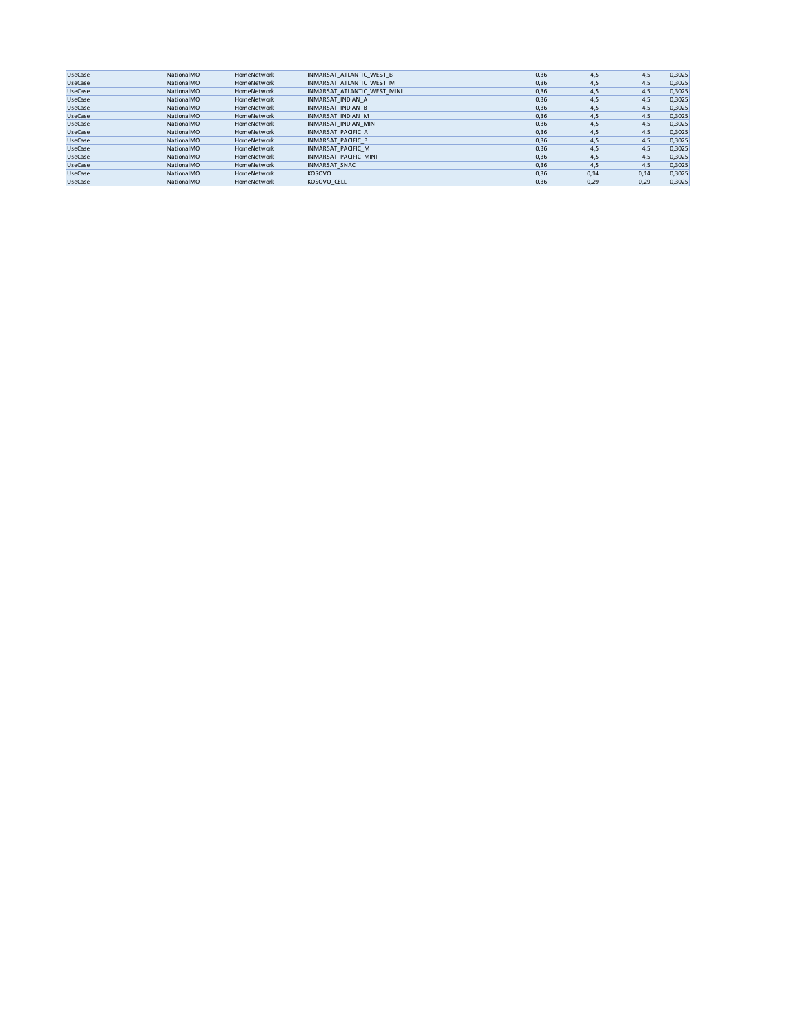| | | | | | | | |
|---|---|---|---|---|---|---|---|
| UseCase | NationalMO | HomeNetwork | INMARSAT_ATLANTIC_WEST_B | 0,36 | 4,5 | 4,5 | 0,3025 |
| UseCase | NationalMO | HomeNetwork | INMARSAT_ATLANTIC_WEST_M | 0,36 | 4,5 | 4,5 | 0,3025 |
| UseCase | NationalMO | HomeNetwork | INMARSAT_ATLANTIC_WEST_MINI | 0,36 | 4,5 | 4,5 | 0,3025 |
| UseCase | NationalMO | HomeNetwork | INMARSAT_INDIAN_A | 0,36 | 4,5 | 4,5 | 0,3025 |
| UseCase | NationalMO | HomeNetwork | INMARSAT_INDIAN_B | 0,36 | 4,5 | 4,5 | 0,3025 |
| UseCase | NationalMO | HomeNetwork | INMARSAT_INDIAN_M | 0,36 | 4,5 | 4,5 | 0,3025 |
| UseCase | NationalMO | HomeNetwork | INMARSAT_INDIAN_MINI | 0,36 | 4,5 | 4,5 | 0,3025 |
| UseCase | NationalMO | HomeNetwork | INMARSAT_PACIFIC_A | 0,36 | 4,5 | 4,5 | 0,3025 |
| UseCase | NationalMO | HomeNetwork | INMARSAT_PACIFIC_B | 0,36 | 4,5 | 4,5 | 0,3025 |
| UseCase | NationalMO | HomeNetwork | INMARSAT_PACIFIC_M | 0,36 | 4,5 | 4,5 | 0,3025 |
| UseCase | NationalMO | HomeNetwork | INMARSAT_PACIFIC_MINI | 0,36 | 4,5 | 4,5 | 0,3025 |
| UseCase | NationalMO | HomeNetwork | INMARSAT_SNAC | 0,36 | 4,5 | 4,5 | 0,3025 |
| UseCase | NationalMO | HomeNetwork | KOSOVO | 0,36 | 0,14 | 0,14 | 0,3025 |
| UseCase | NationalMO | HomeNetwork | KOSOVO_CELL | 0,36 | 0,29 | 0,29 | 0,3025 |